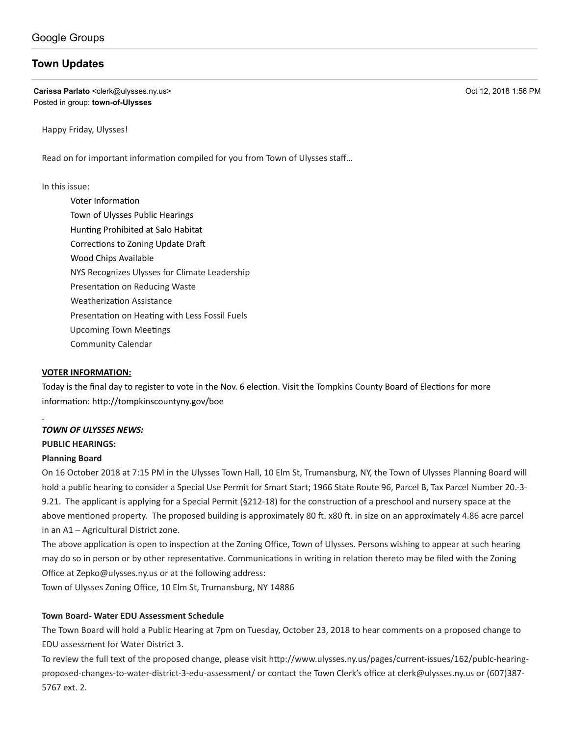Google Groups

## Town Updates

**Carissa Parlato** <clerk@ulysses.ny.us>
Posted in group: **town-of-Ulysses**

Oct 12, 2018 1:56 PM

Happy Friday, Ulysses!

Read on for important information compiled for you from Town of Ulysses staff…

In this issue:

- Voter Information
- Town of Ulysses Public Hearings
- Hunting Prohibited at Salo Habitat
- Corrections to Zoning Update Draft
- Wood Chips Available
- NYS Recognizes Ulysses for Climate Leadership
- Presentation on Reducing Waste
- Weatherization Assistance
- Presentation on Heating with Less Fossil Fuels
- Upcoming Town Meetings
- Community Calendar

**VOTER INFORMATION:**

Today is the final day to register to vote in the Nov. 6 election. Visit the Tompkins County Board of Elections for more information: http://tompkinscountyny.gov/boe

***TOWN OF ULYSSES NEWS:***

**PUBLIC HEARINGS:**

**Planning Board**

On 16 October 2018 at 7:15 PM in the Ulysses Town Hall, 10 Elm St, Trumansburg, NY, the Town of Ulysses Planning Board will hold a public hearing to consider a Special Use Permit for Smart Start; 1966 State Route 96, Parcel B, Tax Parcel Number 20.-3-9.21. The applicant is applying for a Special Permit (§212-18) for the construction of a preschool and nursery space at the above mentioned property. The proposed building is approximately 80 ft. x80 ft. in size on an approximately 4.86 acre parcel in an A1 – Agricultural District zone.

The above application is open to inspection at the Zoning Office, Town of Ulysses. Persons wishing to appear at such hearing may do so in person or by other representative. Communications in writing in relation thereto may be filed with the Zoning Office at Zepko@ulysses.ny.us or at the following address:

Town of Ulysses Zoning Office, 10 Elm St, Trumansburg, NY 14886

**Town Board- Water EDU Assessment Schedule**

The Town Board will hold a Public Hearing at 7pm on Tuesday, October 23, 2018 to hear comments on a proposed change to EDU assessment for Water District 3.

To review the full text of the proposed change, please visit http://www.ulysses.ny.us/pages/current-issues/162/publc-hearing-proposed-changes-to-water-district-3-edu-assessment/ or contact the Town Clerk's office at clerk@ulysses.ny.us or (607)387-5767 ext. 2.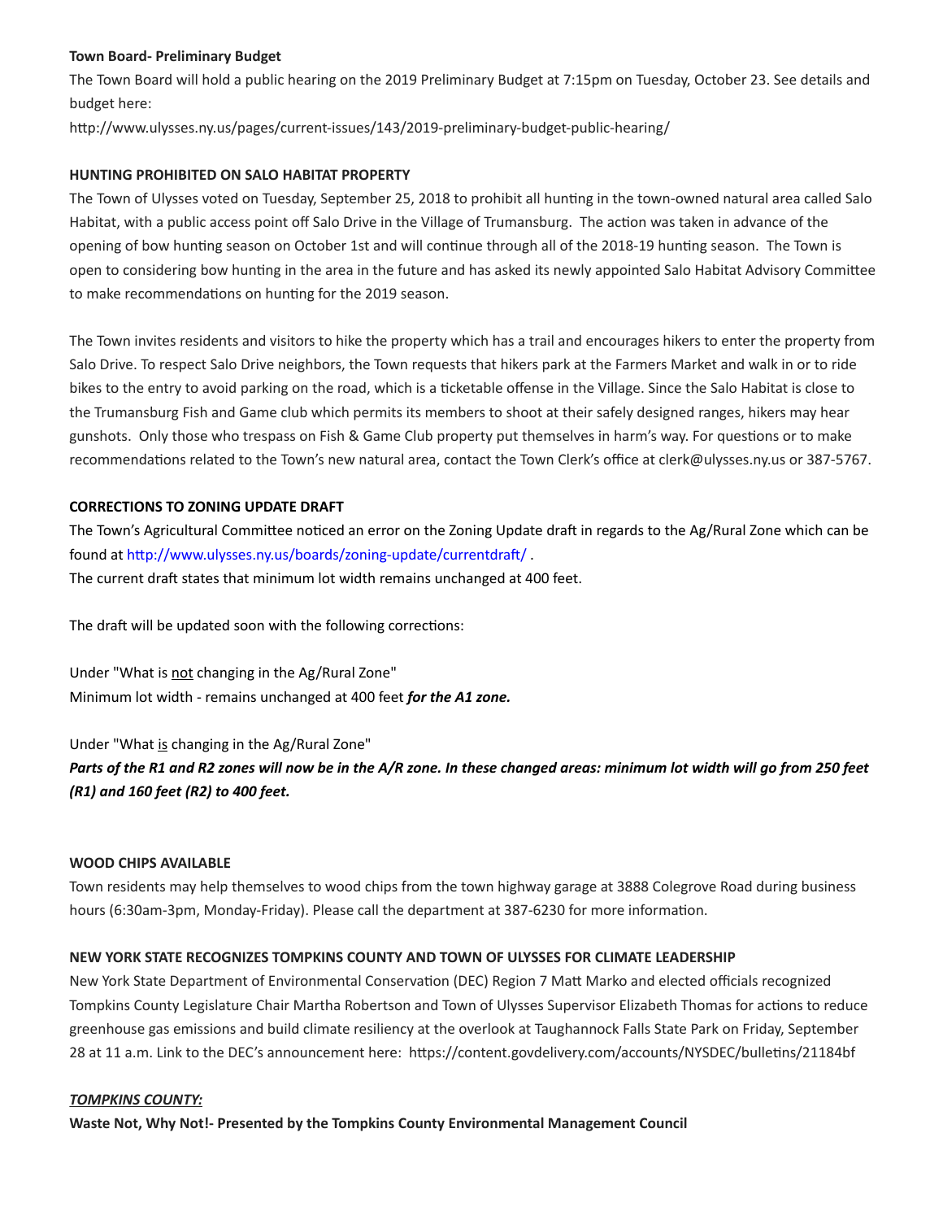**Town Board- Preliminary Budget**

The Town Board will hold a public hearing on the 2019 Preliminary Budget at 7:15pm on Tuesday, October 23. See details and budget here:

http://www.ulysses.ny.us/pages/current-issues/143/2019-preliminary-budget-public-hearing/

**HUNTING PROHIBITED ON SALO HABITAT PROPERTY**

The Town of Ulysses voted on Tuesday, September 25, 2018 to prohibit all hunting in the town-owned natural area called Salo Habitat, with a public access point off Salo Drive in the Village of Trumansburg. The action was taken in advance of the opening of bow hunting season on October 1st and will continue through all of the 2018-19 hunting season. The Town is open to considering bow hunting in the area in the future and has asked its newly appointed Salo Habitat Advisory Committee to make recommendations on hunting for the 2019 season.

The Town invites residents and visitors to hike the property which has a trail and encourages hikers to enter the property from Salo Drive. To respect Salo Drive neighbors, the Town requests that hikers park at the Farmers Market and walk in or to ride bikes to the entry to avoid parking on the road, which is a ticketable offense in the Village. Since the Salo Habitat is close to the Trumansburg Fish and Game club which permits its members to shoot at their safely designed ranges, hikers may hear gunshots. Only those who trespass on Fish & Game Club property put themselves in harm's way. For questions or to make recommendations related to the Town's new natural area, contact the Town Clerk's office at clerk@ulysses.ny.us or 387-5767.

**CORRECTIONS TO ZONING UPDATE DRAFT**

The Town's Agricultural Committee noticed an error on the Zoning Update draft in regards to the Ag/Rural Zone which can be found at http://www.ulysses.ny.us/boards/zoning-update/currentdraft/ .
The current draft states that minimum lot width remains unchanged at 400 feet.

The draft will be updated soon with the following corrections:

Under "What is not changing in the Ag/Rural Zone"
Minimum lot width - remains unchanged at 400 feet ***for the A1 zone.***

Under "What is changing in the Ag/Rural Zone"
***Parts of the R1 and R2 zones will now be in the A/R zone. In these changed areas: minimum lot width will go from 250 feet (R1) and 160 feet (R2) to 400 feet.***

**WOOD CHIPS AVAILABLE**

Town residents may help themselves to wood chips from the town highway garage at 3888 Colegrove Road during business hours (6:30am-3pm, Monday-Friday). Please call the department at 387-6230 for more information.

**NEW YORK STATE RECOGNIZES TOMPKINS COUNTY AND TOWN OF ULYSSES FOR CLIMATE LEADERSHIP**

New York State Department of Environmental Conservation (DEC) Region 7 Matt Marko and elected officials recognized Tompkins County Legislature Chair Martha Robertson and Town of Ulysses Supervisor Elizabeth Thomas for actions to reduce greenhouse gas emissions and build climate resiliency at the overlook at Taughannock Falls State Park on Friday, September 28 at 11 a.m. Link to the DEC's announcement here: https://content.govdelivery.com/accounts/NYSDEC/bulletins/21184bf

***TOMPKINS COUNTY:***

**Waste Not, Why Not!- Presented by the Tompkins County Environmental Management Council**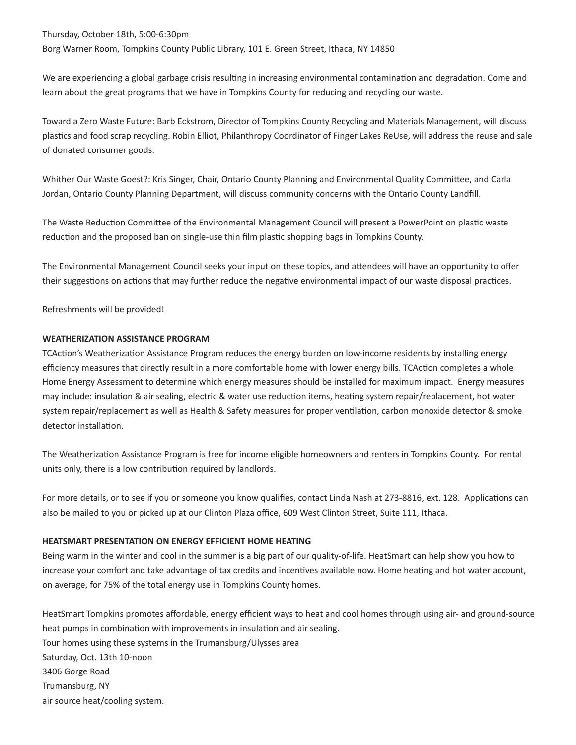Thursday, October 18th, 5:00-6:30pm
Borg Warner Room, Tompkins County Public Library, 101 E. Green Street, Ithaca, NY 14850

We are experiencing a global garbage crisis resulting in increasing environmental contamination and degradation. Come and learn about the great programs that we have in Tompkins County for reducing and recycling our waste.

Toward a Zero Waste Future: Barb Eckstrom, Director of Tompkins County Recycling and Materials Management, will discuss plastics and food scrap recycling. Robin Elliot, Philanthropy Coordinator of Finger Lakes ReUse, will address the reuse and sale of donated consumer goods.

Whither Our Waste Goest?: Kris Singer, Chair, Ontario County Planning and Environmental Quality Committee, and Carla Jordan, Ontario County Planning Department, will discuss community concerns with the Ontario County Landfill.

The Waste Reduction Committee of the Environmental Management Council will present a PowerPoint on plastic waste reduction and the proposed ban on single-use thin film plastic shopping bags in Tompkins County.

The Environmental Management Council seeks your input on these topics, and attendees will have an opportunity to offer their suggestions on actions that may further reduce the negative environmental impact of our waste disposal practices.

Refreshments will be provided!

**WEATHERIZATION ASSISTANCE PROGRAM**

TCAction's Weatherization Assistance Program reduces the energy burden on low-income residents by installing energy efficiency measures that directly result in a more comfortable home with lower energy bills. TCAction completes a whole Home Energy Assessment to determine which energy measures should be installed for maximum impact. Energy measures may include: insulation & air sealing, electric & water use reduction items, heating system repair/replacement, hot water system repair/replacement as well as Health & Safety measures for proper ventilation, carbon monoxide detector & smoke detector installation.

The Weatherization Assistance Program is free for income eligible homeowners and renters in Tompkins County. For rental units only, there is a low contribution required by landlords.

For more details, or to see if you or someone you know qualifies, contact Linda Nash at 273-8816, ext. 128. Applications can also be mailed to you or picked up at our Clinton Plaza office, 609 West Clinton Street, Suite 111, Ithaca.

**HEATSMART PRESENTATION ON ENERGY EFFICIENT HOME HEATING**

Being warm in the winter and cool in the summer is a big part of our quality-of-life. HeatSmart can help show you how to increase your comfort and take advantage of tax credits and incentives available now. Home heating and hot water account, on average, for 75% of the total energy use in Tompkins County homes.

HeatSmart Tompkins promotes affordable, energy efficient ways to heat and cool homes through using air- and ground-source heat pumps in combination with improvements in insulation and air sealing.
Tour homes using these systems in the Trumansburg/Ulysses area
Saturday, Oct. 13th 10-noon
3406 Gorge Road
Trumansburg, NY
air source heat/cooling system.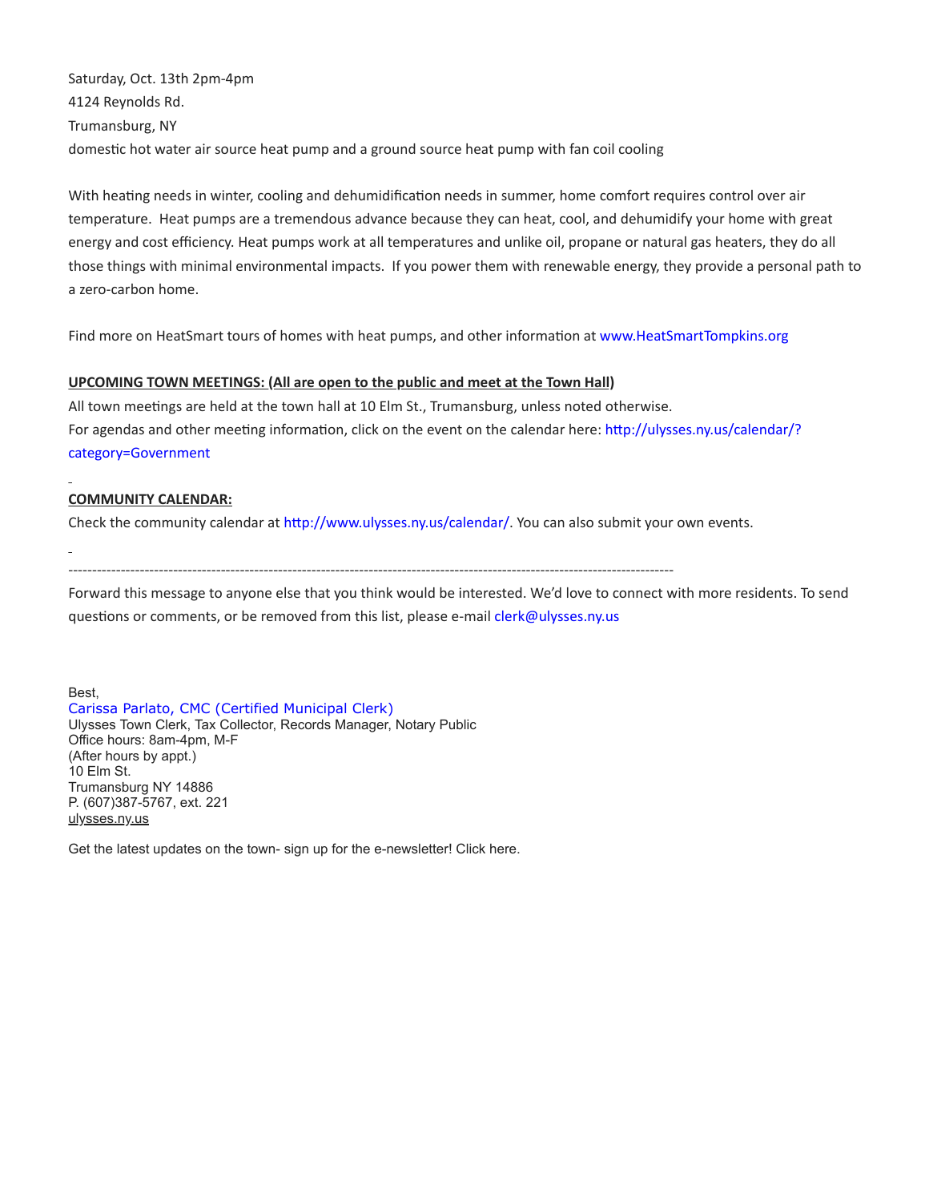Saturday, Oct. 13th 2pm-4pm

4124 Reynolds Rd.

Trumansburg, NY

domestic hot water air source heat pump and a ground source heat pump with fan coil cooling

With heating needs in winter, cooling and dehumidification needs in summer, home comfort requires control over air temperature. Heat pumps are a tremendous advance because they can heat, cool, and dehumidify your home with great energy and cost efficiency. Heat pumps work at all temperatures and unlike oil, propane or natural gas heaters, they do all those things with minimal environmental impacts. If you power them with renewable energy, they provide a personal path to a zero-carbon home.

Find more on HeatSmart tours of homes with heat pumps, and other information at www.HeatSmartTompkins.org

**UPCOMING TOWN MEETINGS: (All are open to the public and meet at the Town Hall)**

All town meetings are held at the town hall at 10 Elm St., Trumansburg, unless noted otherwise.

For agendas and other meeting information, click on the event on the calendar here: http://ulysses.ny.us/calendar/?category=Government

**COMMUNITY CALENDAR:**

Check the community calendar at http://www.ulysses.ny.us/calendar/. You can also submit your own events.

-----------------------------------------------------------------------------------------------------------------------------

Forward this message to anyone else that you think would be interested. We'd love to connect with more residents. To send questions or comments, or be removed from this list, please e-mail clerk@ulysses.ny.us

Best,

Carissa Parlato, CMC (Certified Municipal Clerk)

Ulysses Town Clerk, Tax Collector, Records Manager, Notary Public

Office hours: 8am-4pm, M-F

(After hours by appt.)

10 Elm St.

Trumansburg NY 14886

P. (607)387-5767, ext. 221

ulysses.ny.us

Get the latest updates on the town- sign up for the e-newsletter! Click here.